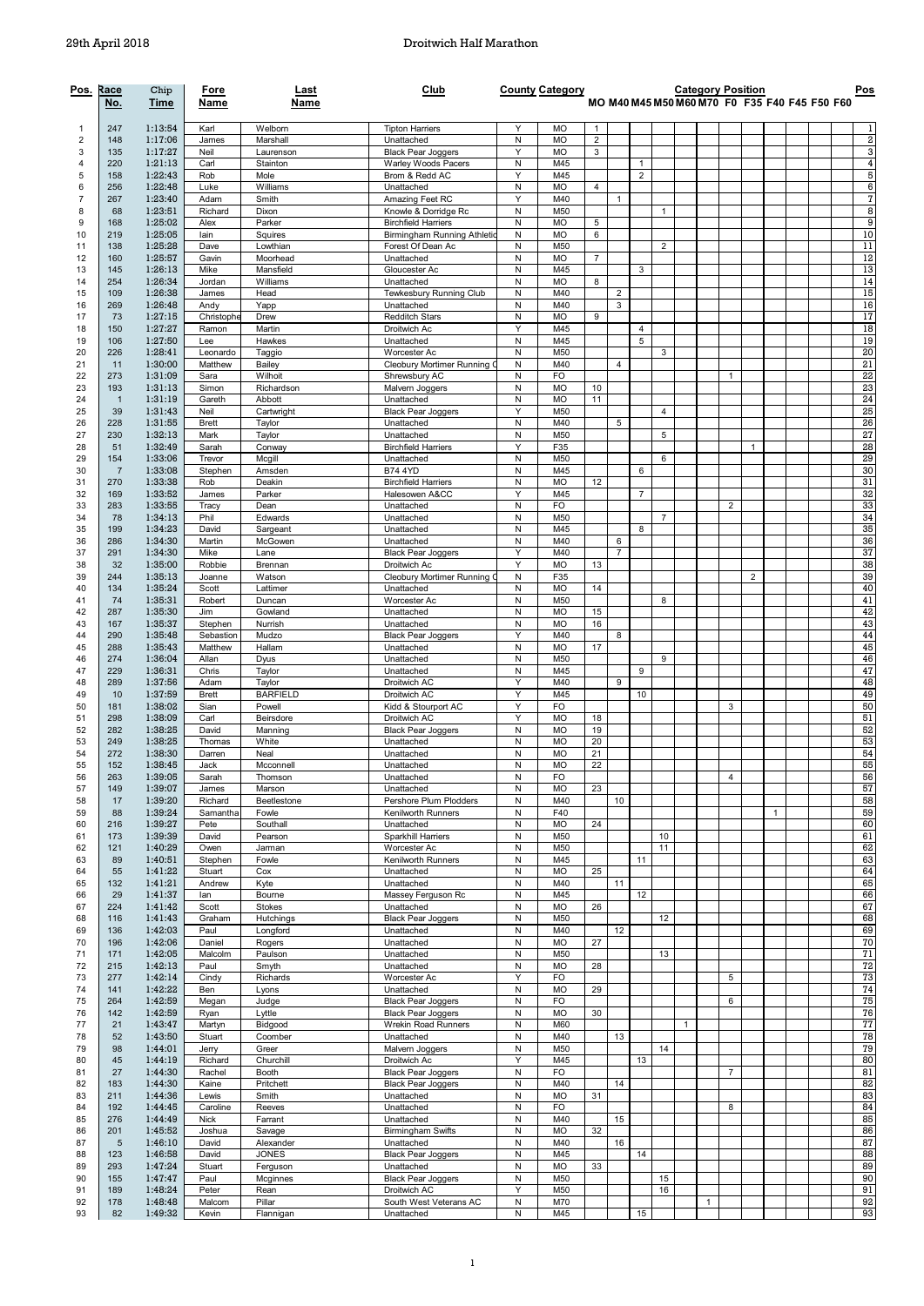# Droitwich Half Marathon

29th April 2018

| Pos. | Race No. | Chip Time | Fore Name | Last Name | Club | County | Category | MO | M40 | M45 | M50 | M60 | M70 | F0 | F35 | F40 | F45 | F50 | F60 | Pos |
|---|---|---|---|---|---|---|---|---|---|---|---|---|---|---|---|---|---|---|---|---|
| 1 | 247 | 1:13:54 | Karl | Welborn | Tipton Harriers | Y | MO | 1 | | | | | | | | | | | | 1 |
| 2 | 148 | 1:17:06 | James | Marshall | Unattached | N | MO | 2 | | | | | | | | | | | | 2 |
| 3 | 135 | 1:17:27 | Neil | Laurenson | Black Pear Joggers | Y | MO | 3 | | | | | | | | | | | | 3 |
| 4 | 220 | 1:21:13 | Carl | Stainton | Warley Woods Pacers | N | M45 | | | 1 | | | | | | | | | | 4 |
| 5 | 158 | 1:22:43 | Rob | Mole | Brom & Redd AC | Y | M45 | | | 2 | | | | | | | | | | 5 |
| 6 | 256 | 1:22:48 | Luke | Williams | Unattached | N | MO | 4 | | | | | | | | | | | | 6 |
| 7 | 267 | 1:23:40 | Adam | Smith | Amazing Feet RC | Y | M40 | | 1 | | | | | | | | | | | 7 |
| 8 | 68 | 1:23:51 | Richard | Dixon | Knowle & Dorridge Rc | N | M50 | | | | 1 | | | | | | | | | 8 |
| 9 | 168 | 1:25:02 | Alex | Parker | Birchfield Harriers | N | MO | 5 | | | | | | | | | | | | 9 |
| 10 | 219 | 1:25:05 | Iain | Squires | Birmingham Running Athletic | N | MO | 6 | | | | | | | | | | | | 10 |
| 11 | 138 | 1:25:28 | Dave | Lowthian | Forest Of Dean Ac | N | M50 | | | | 2 | | | | | | | | | 11 |
| 12 | 160 | 1:25:57 | Gavin | Moorhead | Unattached | N | MO | 7 | | | | | | | | | | | | 12 |
| 13 | 145 | 1:26:13 | Mike | Mansfield | Gloucester Ac | N | M45 | | | 3 | | | | | | | | | | 13 |
| 14 | 254 | 1:26:34 | Jordan | Williams | Unattached | N | MO | 8 | | | | | | | | | | | | 14 |
| 15 | 109 | 1:26:38 | James | Head | Tewkesbury Running Club | N | M40 | | 2 | | | | | | | | | | | 15 |
| 16 | 269 | 1:26:48 | Andy | Yapp | Unattached | N | M40 | | 3 | | | | | | | | | | | 16 |
| 17 | 73 | 1:27:15 | Christophe | Drew | Redditch Stars | N | MO | 9 | | | | | | | | | | | | 17 |
| 18 | 150 | 1:27:27 | Ramon | Martin | Droitwich Ac | Y | M45 | | | 4 | | | | | | | | | | 18 |
| 19 | 106 | 1:27:50 | Lee | Hawkes | Unattached | N | M45 | | | 5 | | | | | | | | | | 19 |
| 20 | 226 | 1:28:41 | Leonardo | Taggio | Worcester Ac | N | M50 | | | | 3 | | | | | | | | | 20 |
| 21 | 11 | 1:30:00 | Matthew | Bailey | Cleobury Mortimer Running C | N | M40 | | 4 | | | | | | | | | | | 21 |
| 22 | 273 | 1:31:09 | Sara | Wilhoit | Shrewsbury AC | N | FO | | | | | | | 1 | | | | | | 22 |
| 23 | 193 | 1:31:13 | Simon | Richardson | Malvern Joggers | N | MO | 10 | | | | | | | | | | | | 23 |
| 24 | 1 | 1:31:19 | Gareth | Abbott | Unattached | N | MO | 11 | | | | | | | | | | | | 24 |
| 25 | 39 | 1:31:43 | Neil | Cartwright | Black Pear Joggers | Y | M50 | | | | 4 | | | | | | | | | 25 |
| 26 | 228 | 1:31:55 | Brett | Taylor | Unattached | N | M40 | | 5 | | | | | | | | | | | 26 |
| 27 | 230 | 1:32:13 | Mark | Taylor | Unattached | N | M50 | | | | 5 | | | | | | | | | 27 |
| 28 | 51 | 1:32:49 | Sarah | Conway | Birchfield Harriers | Y | F35 | | | | | | | | 1 | | | | | 28 |
| 29 | 154 | 1:33:06 | Trevor | Mcgill | Unattached | N | M50 | | | | 6 | | | | | | | | | 29 |
| 30 | 7 | 1:33:08 | Stephen | Amsden | B74 4YD | N | M45 | | | 6 | | | | | | | | | | 30 |
| 31 | 270 | 1:33:38 | Rob | Deakin | Birchfield Harriers | N | MO | 12 | | | | | | | | | | | | 31 |
| 32 | 169 | 1:33:52 | James | Parker | Halesowen A&CC | Y | M45 | | | 7 | | | | | | | | | | 32 |
| 33 | 283 | 1:33:55 | Tracy | Dean | Unattached | N | FO | | | | | | | 2 | | | | | | 33 |
| 34 | 78 | 1:34:13 | Phil | Edwards | Unattached | N | M50 | | | | 7 | | | | | | | | | 34 |
| 35 | 199 | 1:34:23 | David | Sargeant | Unattached | N | M45 | | | 8 | | | | | | | | | | 35 |
| 36 | 286 | 1:34:30 | Martin | McGowen | Unattached | N | M40 | | 6 | | | | | | | | | | | 36 |
| 37 | 291 | 1:34:30 | Mike | Lane | Black Pear Joggers | Y | M40 | | 7 | | | | | | | | | | | 37 |
| 38 | 32 | 1:35:00 | Robbie | Brennan | Droitwich Ac | Y | MO | 13 | | | | | | | | | | | | 38 |
| 39 | 244 | 1:35:13 | Joanne | Watson | Cleobury Mortimer Running C | N | F35 | | | | | | | | 2 | | | | | 39 |
| 40 | 134 | 1:35:24 | Scott | Lattimer | Unattached | N | MO | 14 | | | | | | | | | | | | 40 |
| 41 | 74 | 1:35:31 | Robert | Duncan | Worcester Ac | N | M50 | | | | 8 | | | | | | | | | 41 |
| 42 | 287 | 1:35:30 | Jim | Gowland | Unattached | N | MO | 15 | | | | | | | | | | | | 42 |
| 43 | 167 | 1:35:37 | Stephen | Nurrish | Unattached | N | MO | 16 | | | | | | | | | | | | 43 |
| 44 | 290 | 1:35:48 | Sebastion | Mudzo | Black Pear Joggers | Y | M40 | | 8 | | | | | | | | | | | 44 |
| 45 | 288 | 1:35:43 | Matthew | Hallam | Unattached | N | MO | 17 | | | | | | | | | | | | 45 |
| 46 | 274 | 1:36:04 | Allan | Dyus | Unattached | N | M50 | | | | 9 | | | | | | | | | 46 |
| 47 | 229 | 1:36:31 | Chris | Taylor | Unattached | N | M45 | | | 9 | | | | | | | | | | 47 |
| 48 | 289 | 1:37:56 | Adam | Taylor | Droitwich AC | Y | M40 | | 9 | | | | | | | | | | | 48 |
| 49 | 10 | 1:37:59 | Brett | BARFIELD | Droitwich AC | Y | M45 | | | 10 | | | | | | | | | | 49 |
| 50 | 181 | 1:38:02 | Sian | Powell | Kidd & Stourport AC | Y | FO | | | | | | | 3 | | | | | | 50 |
| 51 | 298 | 1:38:09 | Carl | Beirsdore | Droitwich AC | Y | MO | 18 | | | | | | | | | | | | 51 |
| 52 | 282 | 1:38:25 | David | Manning | Black Pear Joggers | N | MO | 19 | | | | | | | | | | | | 52 |
| 53 | 249 | 1:38:25 | Thomas | White | Unattached | N | MO | 20 | | | | | | | | | | | | 53 |
| 54 | 272 | 1:38:30 | Darren | Neal | Unattached | N | MO | 21 | | | | | | | | | | | | 54 |
| 55 | 152 | 1:38:45 | Jack | Mcconnell | Unattached | N | MO | 22 | | | | | | | | | | | | 55 |
| 56 | 263 | 1:39:05 | Sarah | Thomson | Unattached | N | FO | | | | | | | 4 | | | | | | 56 |
| 57 | 149 | 1:39:07 | James | Marson | Unattached | N | MO | 23 | | | | | | | | | | | | 57 |
| 58 | 17 | 1:39:20 | Richard | Beetlestone | Pershore Plum Plodders | N | M40 | | 10 | | | | | | | | | | | 58 |
| 59 | 88 | 1:39:24 | Samantha | Fowle | Kenilworth Runners | N | F40 | | | | | | | | | 1 | | | | 59 |
| 60 | 216 | 1:39:27 | Pete | Southall | Unattached | N | MO | 24 | | | | | | | | | | | | 60 |
| 61 | 173 | 1:39:39 | David | Pearson | Sparkhill Harriers | N | M50 | | | | 10 | | | | | | | | | 61 |
| 62 | 121 | 1:40:29 | Owen | Jarman | Worcester Ac | N | M50 | | | | 11 | | | | | | | | | 62 |
| 63 | 89 | 1:40:51 | Stephen | Fowle | Kenilworth Runners | N | M45 | | | 11 | | | | | | | | | | 63 |
| 64 | 55 | 1:41:22 | Stuart | Cox | Unattached | N | MO | 25 | | | | | | | | | | | | 64 |
| 65 | 132 | 1:41:21 | Andrew | Kyte | Unattached | N | M40 | | 11 | | | | | | | | | | | 65 |
| 66 | 29 | 1:41:37 | Ian | Bourne | Massey Ferguson Rc | N | M45 | | | 12 | | | | | | | | | | 66 |
| 67 | 224 | 1:41:42 | Scott | Stokes | Unattached | N | MO | 26 | | | | | | | | | | | | 67 |
| 68 | 116 | 1:41:43 | Graham | Hutchings | Black Pear Joggers | N | M50 | | | | 12 | | | | | | | | | 68 |
| 69 | 136 | 1:42:03 | Paul | Longford | Unattached | N | M40 | | 12 | | | | | | | | | | | 69 |
| 70 | 196 | 1:42:06 | Daniel | Rogers | Unattached | N | MO | 27 | | | | | | | | | | | | 70 |
| 71 | 171 | 1:42:05 | Malcolm | Paulson | Unattached | N | M50 | | | | 13 | | | | | | | | | 71 |
| 72 | 215 | 1:42:13 | Paul | Smyth | Unattached | N | MO | 28 | | | | | | | | | | | | 72 |
| 73 | 277 | 1:42:14 | Cindy | Richards | Worcester Ac | Y | FO | | | | | | | 5 | | | | | | 73 |
| 74 | 141 | 1:42:22 | Ben | Lyons | Unattached | N | MO | 29 | | | | | | | | | | | | 74 |
| 75 | 264 | 1:42:59 | Megan | Judge | Black Pear Joggers | N | FO | | | | | | | 6 | | | | | | 75 |
| 76 | 142 | 1:42:59 | Ryan | Lyttle | Black Pear Joggers | N | MO | 30 | | | | | | | | | | | | 76 |
| 77 | 21 | 1:43:47 | Martyn | Bidgood | Wrekin Road Runners | N | M60 | | | | | 1 | | | | | | | | 77 |
| 78 | 52 | 1:43:50 | Stuart | Coomber | Unattached | N | M40 | | 13 | | | | | | | | | | | 78 |
| 79 | 98 | 1:44:01 | Jerry | Greer | Malvern Joggers | N | M50 | | | | 14 | | | | | | | | | 79 |
| 80 | 45 | 1:44:19 | Richard | Churchill | Droitwich Ac | Y | M45 | | | 13 | | | | | | | | | | 80 |
| 81 | 27 | 1:44:30 | Rachel | Booth | Black Pear Joggers | N | FO | | | | | | | 7 | | | | | | 81 |
| 82 | 183 | 1:44:30 | Kaine | Pritchett | Black Pear Joggers | N | M40 | | 14 | | | | | | | | | | | 82 |
| 83 | 211 | 1:44:36 | Lewis | Smith | Unattached | N | MO | 31 | | | | | | | | | | | | 83 |
| 84 | 192 | 1:44:45 | Caroline | Reeves | Unattached | N | FO | | | | | | | 8 | | | | | | 84 |
| 85 | 276 | 1:44:49 | Nick | Farrant | Unattached | N | M40 | | 15 | | | | | | | | | | | 85 |
| 86 | 201 | 1:45:52 | Joshua | Savage | Birmingham Swifts | N | MO | 32 | | | | | | | | | | | | 86 |
| 87 | 5 | 1:46:10 | David | Alexander | Unattached | N | M40 | | 16 | | | | | | | | | | | 87 |
| 88 | 123 | 1:46:58 | David | JONES | Black Pear Joggers | N | M45 | | | 14 | | | | | | | | | | 88 |
| 89 | 293 | 1:47:24 | Stuart | Ferguson | Unattached | N | MO | 33 | | | | | | | | | | | | 89 |
| 90 | 155 | 1:47:47 | Paul | Mcginnes | Black Pear Joggers | N | M50 | | | | 15 | | | | | | | | | 90 |
| 91 | 189 | 1:48:24 | Peter | Rean | Droitwich AC | Y | M50 | | | | 16 | | | | | | | | | 91 |
| 92 | 178 | 1:48:48 | Malcom | Pillar | South West Veterans AC | N | M70 | | | | | | 1 | | | | | | | 92 |
| 93 | 82 | 1:49:32 | Kevin | Flannigan | Unattached | N | M45 | | | 15 | | | | | | | | | | 93 |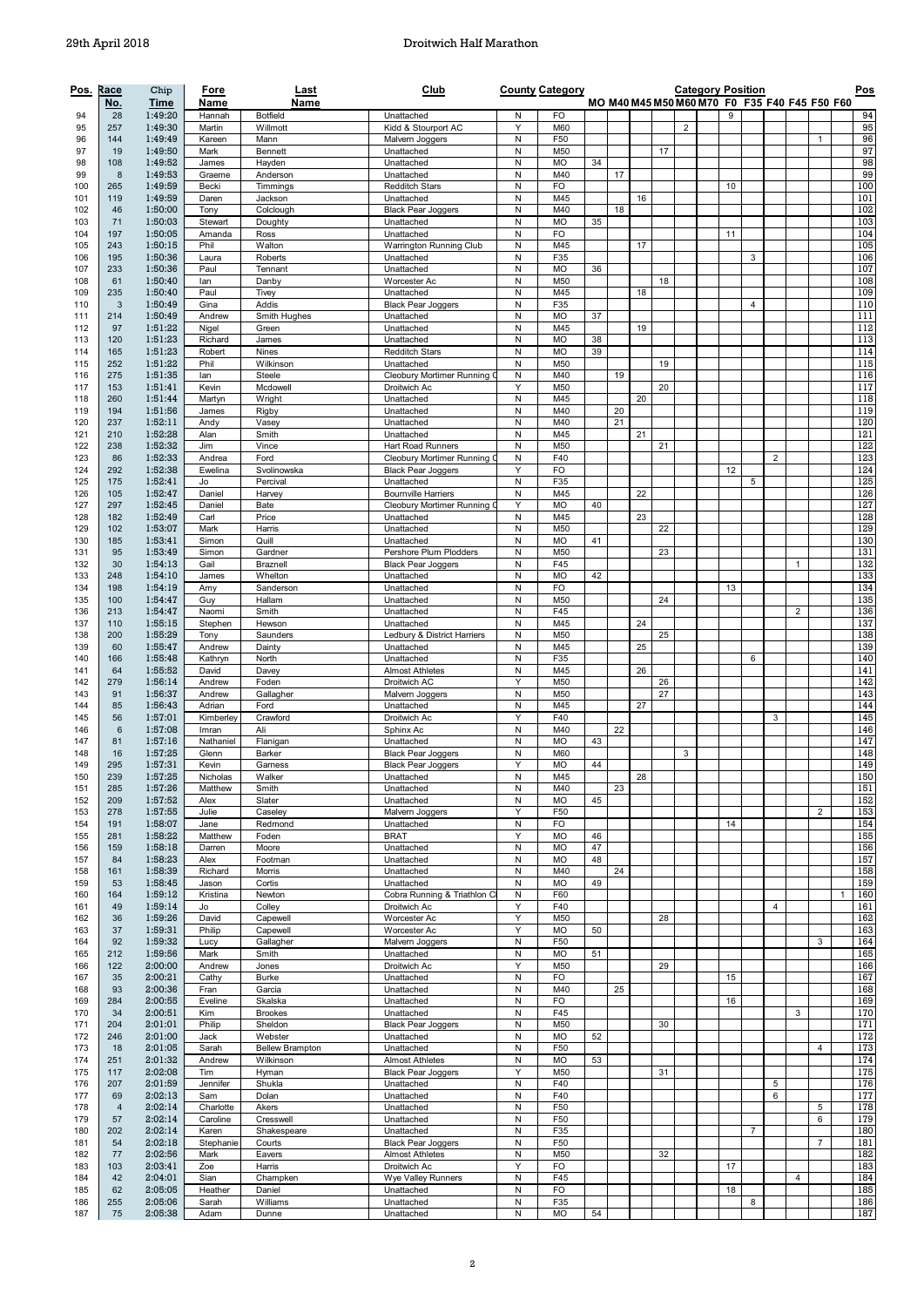| Pos. | Race No. | Chip Time | Fore Name | Last Name | Club | County | Category | MO | M40 | M45 | M50 | M60 | M70 | F0 | F35 | F40 | F45 | F50 | F60 | Pos |
|---|---|---|---|---|---|---|---|---|---|---|---|---|---|---|---|---|---|---|---|---|
| 94 | 28 | 1:49:20 | Hannah | Botfield | Unattached | N | FO | | | | | | | 9 | | | | | | 94 |
| 95 | 257 | 1:49:30 | Martin | Willmott | Kidd & Stourport AC | Y | M60 | | | | | 2 | | | | | | | | 95 |
| 96 | 144 | 1:49:49 | Kareen | Mann | Malvern Joggers | N | F50 | | | | | | | | | | | 1 | | 96 |
| 97 | 19 | 1:49:50 | Mark | Bennett | Unattached | N | M50 | | | | 17 | | | | | | | | | 97 |
| 98 | 108 | 1:49:52 | James | Hayden | Unattached | N | MO | 34 | | | | | | | | | | | | 98 |
| 99 | 8 | 1:49:53 | Graeme | Anderson | Unattached | N | M40 | | 17 | | | | | | | | | | | 99 |
| 100 | 265 | 1:49:59 | Becki | Timmings | Redditch Stars | N | FO | | | | | | | 10 | | | | | | 100 |
| 101 | 119 | 1:49:59 | Daren | Jackson | Unattached | N | M45 | | | 16 | | | | | | | | | | 101 |
| 102 | 46 | 1:50:00 | Tony | Colclough | Black Pear Joggers | N | M40 | | 18 | | | | | | | | | | | 102 |
| 103 | 71 | 1:50:03 | Stewart | Doughty | Unattached | N | MO | 35 | | | | | | | | | | | | 103 |
| 104 | 197 | 1:50:05 | Amanda | Ross | Unattached | N | FO | | | | | | | 11 | | | | | | 104 |
| 105 | 243 | 1:50:15 | Phil | Walton | Warrington Running Club | N | M45 | | | 17 | | | | | | | | | | 105 |
| 106 | 195 | 1:50:36 | Laura | Roberts | Unattached | N | F35 | | | | | | | | 3 | | | | | 106 |
| 107 | 233 | 1:50:36 | Paul | Tennant | Unattached | N | MO | 36 | | | | | | | | | | | | 107 |
| 108 | 61 | 1:50:40 | Ian | Danby | Worcester Ac | N | M50 | | | | 18 | | | | | | | | | 108 |
| 109 | 235 | 1:50:40 | Paul | Tivey | Unattached | N | M45 | | | 18 | | | | | | | | | | 109 |
| 110 | 3 | 1:50:49 | Gina | Addis | Black Pear Joggers | N | F35 | | | | | | | | 4 | | | | | 110 |
| 111 | 214 | 1:50:49 | Andrew | Smith Hughes | Unattached | N | MO | 37 | | | | | | | | | | | | 111 |
| 112 | 97 | 1:51:22 | Nigel | Green | Unattached | N | M45 | | | 19 | | | | | | | | | | 112 |
| 113 | 120 | 1:51:23 | Richard | James | Unattached | N | MO | 38 | | | | | | | | | | | | 113 |
| 114 | 165 | 1:51:23 | Robert | Nines | Redditch Stars | N | MO | 39 | | | | | | | | | | | | 114 |
| 115 | 252 | 1:51:22 | Phil | Wilkinson | Unattached | N | M50 | | | | 19 | | | | | | | | | 115 |
| 116 | 275 | 1:51:35 | Ian | Steele | Cleobury Mortimer Running C | N | M40 | | 19 | | | | | | | | | | | 116 |
| 117 | 153 | 1:51:41 | Kevin | Mcdowell | Droitwich Ac | Y | M50 | | | | 20 | | | | | | | | | 117 |
| 118 | 260 | 1:51:44 | Martyn | Wright | Unattached | N | M45 | | | 20 | | | | | | | | | | 118 |
| 119 | 194 | 1:51:56 | James | Rigby | Unattached | N | M40 | | 20 | | | | | | | | | | | 119 |
| 120 | 237 | 1:52:11 | Andy | Vasey | Unattached | N | M40 | | 21 | | | | | | | | | | | 120 |
| 121 | 210 | 1:52:28 | Alan | Smith | Unattached | N | M45 | | | 21 | | | | | | | | | | 121 |
| 122 | 238 | 1:52:32 | Jim | Vince | Hart Road Runners | N | M50 | | | | 21 | | | | | | | | | 122 |
| 123 | 86 | 1:52:33 | Andrea | Ford | Cleobury Mortimer Running C | N | F40 | | | | | | | | | 2 | | | | 123 |
| 124 | 292 | 1:52:38 | Ewelina | Svolinowska | Black Pear Joggers | Y | FO | | | | | | | 12 | | | | | | 124 |
| 125 | 175 | 1:52:41 | Jo | Percival | Unattached | N | F35 | | | | | | | | 5 | | | | | 125 |
| 126 | 105 | 1:52:47 | Daniel | Harvey | Bournville Harriers | N | M45 | | | 22 | | | | | | | | | | 126 |
| 127 | 297 | 1:52:45 | Daniel | Bate | Cleobury Mortimer Running C | Y | MO | 40 | | | | | | | | | | | | 127 |
| 128 | 182 | 1:52:49 | Carl | Price | Unattached | N | M45 | | | 23 | | | | | | | | | | 128 |
| 129 | 102 | 1:53:07 | Mark | Harris | Unattached | N | M50 | | | | 22 | | | | | | | | | 129 |
| 130 | 185 | 1:53:41 | Simon | Quill | Unattached | N | MO | 41 | | | | | | | | | | | | 130 |
| 131 | 95 | 1:53:49 | Simon | Gardner | Pershore Plum Plodders | N | M50 | | | | 23 | | | | | | | | | 131 |
| 132 | 30 | 1:54:13 | Gail | Braznell | Black Pear Joggers | N | F45 | | | | | | | | | | 1 | | | 132 |
| 133 | 248 | 1:54:10 | James | Whelton | Unattached | N | MO | 42 | | | | | | | | | | | | 133 |
| 134 | 198 | 1:54:19 | Amy | Sanderson | Unattached | N | FO | | | | | | | 13 | | | | | | 134 |
| 135 | 100 | 1:54:47 | Guy | Hallam | Unattached | N | M50 | | | | 24 | | | | | | | | | 135 |
| 136 | 213 | 1:54:47 | Naomi | Smith | Unattached | N | F45 | | | | | | | | | | 2 | | | 136 |
| 137 | 110 | 1:55:15 | Stephen | Hewson | Unattached | N | M45 | | | 24 | | | | | | | | | | 137 |
| 138 | 200 | 1:55:29 | Tony | Saunders | Ledbury & District Harriers | N | M50 | | | | 25 | | | | | | | | | 138 |
| 139 | 60 | 1:55:47 | Andrew | Dainty | Unattached | N | M45 | | | 25 | | | | | | | | | | 139 |
| 140 | 166 | 1:55:48 | Kathryn | North | Unattached | N | F35 | | | | | | | | 6 | | | | | 140 |
| 141 | 64 | 1:55:52 | David | Davey | Almost Athletes | N | M45 | | | 26 | | | | | | | | | | 141 |
| 142 | 279 | 1:56:14 | Andrew | Foden | Droitwich AC | Y | M50 | | | | 26 | | | | | | | | | 142 |
| 143 | 91 | 1:56:37 | Andrew | Gallagher | Malvern Joggers | N | M50 | | | | 27 | | | | | | | | | 143 |
| 144 | 85 | 1:56:43 | Adrian | Ford | Unattached | N | M45 | | | 27 | | | | | | | | | | 144 |
| 145 | 56 | 1:57:01 | Kimberley | Crawford | Droitwich Ac | Y | F40 | | | | | | | | | 3 | | | | 145 |
| 146 | 6 | 1:57:08 | Imran | Ali | Sphinx Ac | N | M40 | | 22 | | | | | | | | | | | 146 |
| 147 | 81 | 1:57:16 | Nathaniel | Flanigan | Unattached | N | MO | 43 | | | | | | | | | | | | 147 |
| 148 | 16 | 1:57:25 | Glenn | Barker | Black Pear Joggers | N | M60 | | | | | 3 | | | | | | | | 148 |
| 149 | 295 | 1:57:31 | Kevin | Garness | Black Pear Joggers | Y | MO | 44 | | | | | | | | | | | | 149 |
| 150 | 239 | 1:57:25 | Nicholas | Walker | Unattached | N | M45 | | | 28 | | | | | | | | | | 150 |
| 151 | 285 | 1:57:26 | Matthew | Smith | Unattached | N | M40 | | 23 | | | | | | | | | | | 151 |
| 152 | 209 | 1:57:52 | Alex | Slater | Unattached | N | MO | 45 | | | | | | | | | | | | 152 |
| 153 | 278 | 1:57:55 | Julie | Caseley | Malvern Joggers | Y | F50 | | | | | | | | | | | 2 | | 153 |
| 154 | 191 | 1:58:07 | Jane | Redmond | Unattached | N | FO | | | | | | | 14 | | | | | | 154 |
| 155 | 281 | 1:58:22 | Matthew | Foden | BRAT | Y | MO | 46 | | | | | | | | | | | | 155 |
| 156 | 159 | 1:58:18 | Darren | Moore | Unattached | N | MO | 47 | | | | | | | | | | | | 156 |
| 157 | 84 | 1:58:23 | Alex | Footman | Unattached | N | MO | 48 | | | | | | | | | | | | 157 |
| 158 | 161 | 1:58:39 | Richard | Morris | Unattached | N | M40 | | 24 | | | | | | | | | | | 158 |
| 159 | 53 | 1:58:45 | Jason | Cortis | Unattached | N | MO | 49 | | | | | | | | | | | | 159 |
| 160 | 164 | 1:59:12 | Kristina | Newton | Cobra Running & Triathlon C | N | F60 | | | | | | | | | | | | 1 | 160 |
| 161 | 49 | 1:59:14 | Jo | Colley | Droitwich Ac | Y | F40 | | | | | | | | | 4 | | | | 161 |
| 162 | 36 | 1:59:26 | David | Capewell | Worcester Ac | Y | M50 | | | | 28 | | | | | | | | | 162 |
| 163 | 37 | 1:59:31 | Philip | Capewell | Worcester Ac | Y | MO | 50 | | | | | | | | | | | | 163 |
| 164 | 92 | 1:59:32 | Lucy | Gallagher | Malvern Joggers | N | F50 | | | | | | | | | | | 3 | | 164 |
| 165 | 212 | 1:59:56 | Mark | Smith | Unattached | N | MO | 51 | | | | | | | | | | | | 165 |
| 166 | 122 | 2:00:00 | Andrew | Jones | Droitwich Ac | Y | M50 | | | | 29 | | | | | | | | | 166 |
| 167 | 35 | 2:00:21 | Cathy | Burke | Unattached | N | FO | | | | | | | 15 | | | | | | 167 |
| 168 | 93 | 2:00:36 | Fran | Garcia | Unattached | N | M40 | | 25 | | | | | | | | | | | 168 |
| 169 | 284 | 2:00:55 | Eveline | Skalska | Unattached | N | FO | | | | | | | 16 | | | | | | 169 |
| 170 | 34 | 2:00:51 | Kim | Brookes | Unattached | N | F45 | | | | | | | | | | 3 | | | 170 |
| 171 | 204 | 2:01:01 | Philip | Sheldon | Black Pear Joggers | N | M50 | | | | 30 | | | | | | | | | 171 |
| 172 | 246 | 2:01:00 | Jack | Webster | Unattached | N | MO | 52 | | | | | | | | | | | | 172 |
| 173 | 18 | 2:01:05 | Sarah | Bellew Brampton | Unattached | N | F50 | | | | | | | | | | | 4 | | 173 |
| 174 | 251 | 2:01:32 | Andrew | Wilkinson | Almost Athletes | N | MO | 53 | | | | | | | | | | | | 174 |
| 175 | 117 | 2:02:08 | Tim | Hyman | Black Pear Joggers | Y | M50 | | | | 31 | | | | | | | | | 175 |
| 176 | 207 | 2:01:59 | Jennifer | Shukla | Unattached | N | F40 | | | | | | | | | 5 | | | | 176 |
| 177 | 69 | 2:02:13 | Sam | Dolan | Unattached | N | F40 | | | | | | | | | 6 | | | | 177 |
| 178 | 4 | 2:02:14 | Charlotte | Akers | Unattached | N | F50 | | | | | | | | | | | 5 | | 178 |
| 179 | 57 | 2:02:14 | Caroline | Cresswell | Unattached | N | F50 | | | | | | | | | | | 6 | | 179 |
| 180 | 202 | 2:02:14 | Karen | Shakespeare | Unattached | N | F35 | | | | | | | | 7 | | | | | 180 |
| 181 | 54 | 2:02:18 | Stephanie | Courts | Black Pear Joggers | N | F50 | | | | | | | | | | | 7 | | 181 |
| 182 | 77 | 2:02:56 | Mark | Eavers | Almost Athletes | N | M50 | | | | 32 | | | | | | | | | 182 |
| 183 | 103 | 2:03:41 | Zoe | Harris | Droitwich Ac | Y | FO | | | | | | | 17 | | | | | | 183 |
| 184 | 42 | 2:04:01 | Sian | Champken | Wye Valley Runners | N | F45 | | | | | | | | | | 4 | | | 184 |
| 185 | 62 | 2:05:05 | Heather | Daniel | Unattached | N | FO | | | | | | | 18 | | | | | | 185 |
| 186 | 255 | 2:05:06 | Sarah | Williams | Unattached | N | F35 | | | | | | | | 8 | | | | | 186 |
| 187 | 75 | 2:05:38 | Adam | Dunne | Unattached | N | MO | 54 | | | | | | | | | | | | 187 |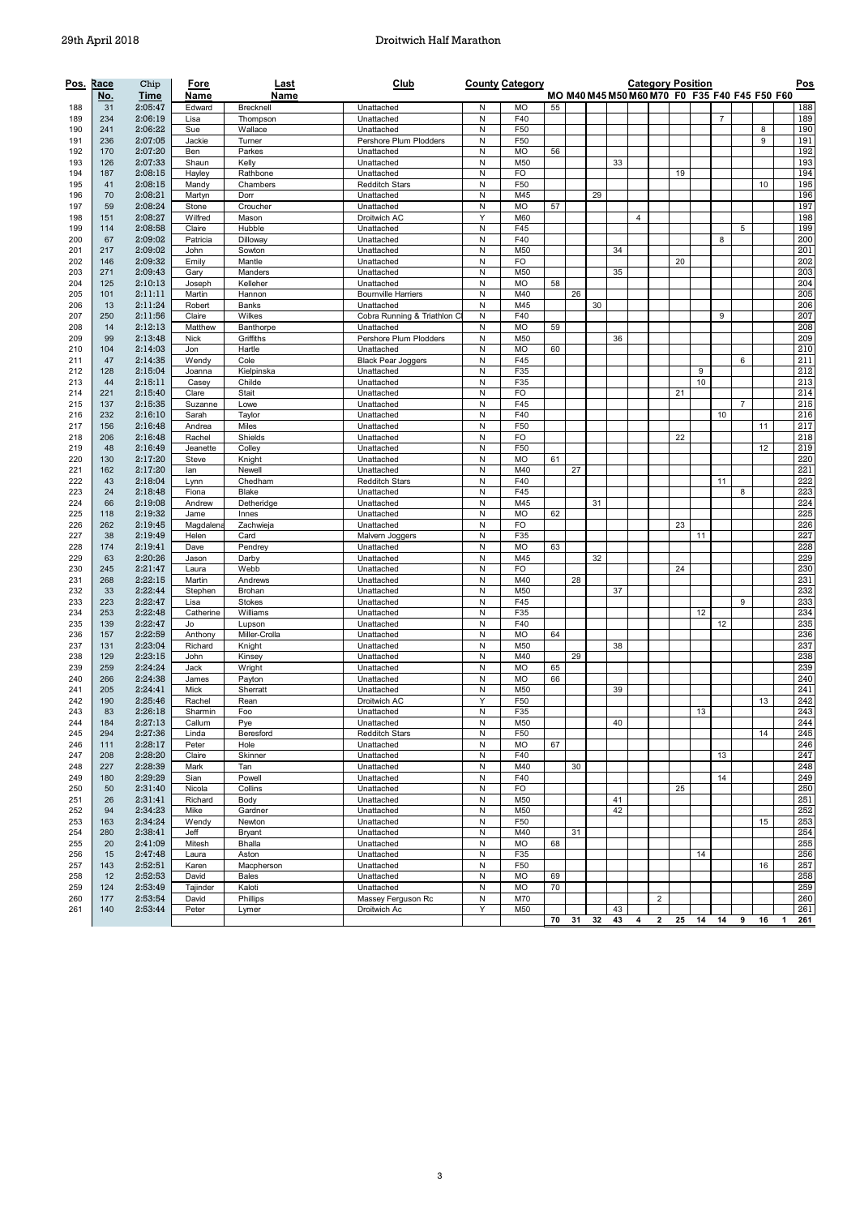| Pos. | Race No. | Chip Time | Fore Name | Last Name | Club | County | Category | MO | M40 | M45 | M50 | M60 | M70 | FO | F35 | F40 | F45 | F50 | F60 | Pos |
|---|---|---|---|---|---|---|---|---|---|---|---|---|---|---|---|---|---|---|---|---|
| 188 | 31 | 2:05:47 | Edward | Brecknell | Unattached | N | MO | 55 | | | | | | | | | | | | 188 |
| 189 | 234 | 2:06:19 | Lisa | Thompson | Unattached | N | F40 | | | | | | | | | 7 | | | | 189 |
| 190 | 241 | 2:06:22 | Sue | Wallace | Unattached | N | F50 | | | | | | | | | | | 8 | | 190 |
| 191 | 236 | 2:07:05 | Jackie | Turner | Pershore Plum Plodders | N | F50 | | | | | | | | | | | 9 | | 191 |
| 192 | 170 | 2:07:20 | Ben | Parkes | Unattached | N | MO | 56 | | | | | | | | | | | | 192 |
| 193 | 126 | 2:07:33 | Shaun | Kelly | Unattached | N | M50 | | | | 33 | | | | | | | | | 193 |
| 194 | 187 | 2:08:15 | Hayley | Rathbone | Unattached | N | FO | | | | | | | 19 | | | | | | 194 |
| 195 | 41 | 2:08:15 | Mandy | Chambers | Redditch Stars | N | F50 | | | | | | | | | | | 10 | | 195 |
| 196 | 70 | 2:08:21 | Martyn | Dorr | Unattached | N | M45 | | | 29 | | | | | | | | | | 196 |
| 197 | 59 | 2:08:24 | Stone | Croucher | Unattached | N | MO | 57 | | | | | | | | | | | | 197 |
| 198 | 151 | 2:08:27 | Wilfred | Mason | Droitwich AC | Y | M60 | | | | | 4 | | | | | | | | 198 |
| 199 | 114 | 2:08:58 | Claire | Hubble | Unattached | N | F45 | | | | | | | | | | 5 | | | 199 |
| 200 | 67 | 2:09:02 | Patricia | Dilloway | Unattached | N | F40 | | | | | | | | | 8 | | | | 200 |
| 201 | 217 | 2:09:02 | John | Sowton | Unattached | N | M50 | | | | 34 | | | | | | | | | 201 |
| 202 | 146 | 2:09:32 | Emily | Mantle | Unattached | N | FO | | | | | | | 20 | | | | | | 202 |
| 203 | 271 | 2:09:43 | Gary | Manders | Unattached | N | M50 | | | | 35 | | | | | | | | | 203 |
| 204 | 125 | 2:10:13 | Joseph | Kelleher | Unattached | N | MO | 58 | | | | | | | | | | | | 204 |
| 205 | 101 | 2:11:11 | Martin | Hannon | Bournville Harriers | N | M40 | | 26 | | | | | | | | | | | 205 |
| 206 | 13 | 2:11:24 | Robert | Banks | Unattached | N | M45 | | | 30 | | | | | | | | | | 206 |
| 207 | 250 | 2:11:56 | Claire | Wilkes | Cobra Running & Triathlon C | N | F40 | | | | | | | | | 9 | | | | 207 |
| 208 | 14 | 2:12:13 | Matthew | Banthorpe | Unattached | N | MO | 59 | | | | | | | | | | | | 208 |
| 209 | 99 | 2:13:48 | Nick | Griffiths | Pershore Plum Plodders | N | M50 | | | | 36 | | | | | | | | | 209 |
| 210 | 104 | 2:14:03 | Jon | Hartle | Unattached | N | MO | 60 | | | | | | | | | | | | 210 |
| 211 | 47 | 2:14:35 | Wendy | Cole | Black Pear Joggers | N | F45 | | | | | | | | | | 6 | | | 211 |
| 212 | 128 | 2:15:04 | Joanna | Kielpinska | Unattached | N | F35 | | | | | | | | 9 | | | | | 212 |
| 213 | 44 | 2:15:11 | Casey | Childe | Unattached | N | F35 | | | | | | | | 10 | | | | | 213 |
| 214 | 221 | 2:15:40 | Clare | Stait | Unattached | N | FO | | | | | | | 21 | | | | | | 214 |
| 215 | 137 | 2:15:35 | Suzanne | Lowe | Unattached | N | F45 | | | | | | | | | | 7 | | | 215 |
| 216 | 232 | 2:16:10 | Sarah | Taylor | Unattached | N | F40 | | | | | | | | | 10 | | | | 216 |
| 217 | 156 | 2:16:48 | Andrea | Miles | Unattached | N | F50 | | | | | | | | | | | 11 | | 217 |
| 218 | 206 | 2:16:48 | Rachel | Shields | Unattached | N | FO | | | | | | | 22 | | | | | | 218 |
| 219 | 48 | 2:16:49 | Jeanette | Colley | Unattached | N | F50 | | | | | | | | | | | 12 | | 219 |
| 220 | 130 | 2:17:20 | Steve | Knight | Unattached | N | MO | 61 | | | | | | | | | | | | 220 |
| 221 | 162 | 2:17:20 | Ian | Newell | Unattached | N | M40 | | 27 | | | | | | | | | | | 221 |
| 222 | 43 | 2:18:04 | Lynn | Chedham | Redditch Stars | N | F40 | | | | | | | | | 11 | | | | 222 |
| 223 | 24 | 2:18:48 | Fiona | Blake | Unattached | N | F45 | | | | | | | | | | 8 | | | 223 |
| 224 | 66 | 2:19:08 | Andrew | Detheridge | Unattached | N | M45 | | | 31 | | | | | | | | | | 224 |
| 225 | 118 | 2:19:32 | Jame | Innes | Unattached | N | MO | 62 | | | | | | | | | | | | 225 |
| 226 | 262 | 2:19:45 | Magdalena | Zachwieja | Unattached | N | FO | | | | | | | 23 | | | | | | 226 |
| 227 | 38 | 2:19:49 | Helen | Card | Malvern Joggers | N | F35 | | | | | | | | 11 | | | | | 227 |
| 228 | 174 | 2:19:41 | Dave | Pendrey | Unattached | N | MO | 63 | | | | | | | | | | | | 228 |
| 229 | 63 | 2:20:26 | Jason | Darby | Unattached | N | M45 | | | 32 | | | | | | | | | | 229 |
| 230 | 245 | 2:21:47 | Laura | Webb | Unattached | N | FO | | | | | | | 24 | | | | | | 230 |
| 231 | 268 | 2:22:15 | Martin | Andrews | Unattached | N | M40 | | 28 | | | | | | | | | | | 231 |
| 232 | 33 | 2:22:44 | Stephen | Brohan | Unattached | N | M50 | | | | 37 | | | | | | | | | 232 |
| 233 | 223 | 2:22:47 | Lisa | Stokes | Unattached | N | F45 | | | | | | | | | | 9 | | | 233 |
| 234 | 253 | 2:22:48 | Catherine | Williams | Unattached | N | F35 | | | | | | | | 12 | | | | | 234 |
| 235 | 139 | 2:22:47 | Jo | Lupson | Unattached | N | F40 | | | | | | | | | 12 | | | | 235 |
| 236 | 157 | 2:22:59 | Anthony | Miller-Crolla | Unattached | N | MO | 64 | | | | | | | | | | | | 236 |
| 237 | 131 | 2:23:04 | Richard | Knight | Unattached | N | M50 | | | | 38 | | | | | | | | | 237 |
| 238 | 129 | 2:23:15 | John | Kinsey | Unattached | N | M40 | | 29 | | | | | | | | | | | 238 |
| 239 | 259 | 2:24:24 | Jack | Wright | Unattached | N | MO | 65 | | | | | | | | | | | | 239 |
| 240 | 266 | 2:24:38 | James | Payton | Unattached | N | MO | 66 | | | | | | | | | | | | 240 |
| 241 | 205 | 2:24:41 | Mick | Sherratt | Unattached | N | M50 | | | | 39 | | | | | | | | | 241 |
| 242 | 190 | 2:25:46 | Rachel | Rean | Droitwich AC | Y | F50 | | | | | | | | | | | 13 | | 242 |
| 243 | 83 | 2:26:18 | Sharmin | Foo | Unattached | N | F35 | | | | | | | | 13 | | | | | 243 |
| 244 | 184 | 2:27:13 | Callum | Pye | Unattached | N | M50 | | | | 40 | | | | | | | | | 244 |
| 245 | 294 | 2:27:36 | Linda | Beresford | Redditch Stars | N | F50 | | | | | | | | | | | 14 | | 245 |
| 246 | 111 | 2:28:17 | Peter | Hole | Unattached | N | MO | 67 | | | | | | | | | | | | 246 |
| 247 | 208 | 2:28:20 | Claire | Skinner | Unattached | N | F40 | | | | | | | | | 13 | | | | 247 |
| 248 | 227 | 2:28:39 | Mark | Tan | Unattached | N | M40 | | 30 | | | | | | | | | | | 248 |
| 249 | 180 | 2:29:29 | Sian | Powell | Unattached | N | F40 | | | | | | | | | 14 | | | | 249 |
| 250 | 50 | 2:31:40 | Nicola | Collins | Unattached | N | FO | | | | | | | 25 | | | | | | 250 |
| 251 | 26 | 2:31:41 | Richard | Body | Unattached | N | M50 | | | | 41 | | | | | | | | | 251 |
| 252 | 94 | 2:34:23 | Mike | Gardner | Unattached | N | M50 | | | | 42 | | | | | | | | | 252 |
| 253 | 163 | 2:34:24 | Wendy | Newton | Unattached | N | F50 | | | | | | | | | | | 15 | | 253 |
| 254 | 280 | 2:38:41 | Jeff | Bryant | Unattached | N | M40 | | 31 | | | | | | | | | | | 254 |
| 255 | 20 | 2:41:09 | Mitesh | Bhalla | Unattached | N | MO | 68 | | | | | | | | | | | | 255 |
| 256 | 15 | 2:47:48 | Laura | Aston | Unattached | N | F35 | | | | | | | | 14 | | | | | 256 |
| 257 | 143 | 2:52:51 | Karen | Macpherson | Unattached | N | F50 | | | | | | | | | | | 16 | | 257 |
| 258 | 12 | 2:52:53 | David | Bales | Unattached | N | MO | 69 | | | | | | | | | | | | 258 |
| 259 | 124 | 2:53:49 | Tajinder | Kaloti | Unattached | N | MO | 70 | | | | | | | | | | | | 259 |
| 260 | 177 | 2:53:54 | David | Phillips | Massey Ferguson Rc | N | M70 | | | | | | 2 | | | | | | | 260 |
| 261 | 140 | 2:53:44 | Peter | Lymer | Droitwich Ac | Y | M50 | | | | 43 | | | | | | | | | 261 |
| | | | | | | | | 70 | 31 | 32 | 43 | 4 | 2 | 25 | 14 | 14 | 9 | 16 | 1 | 261 |